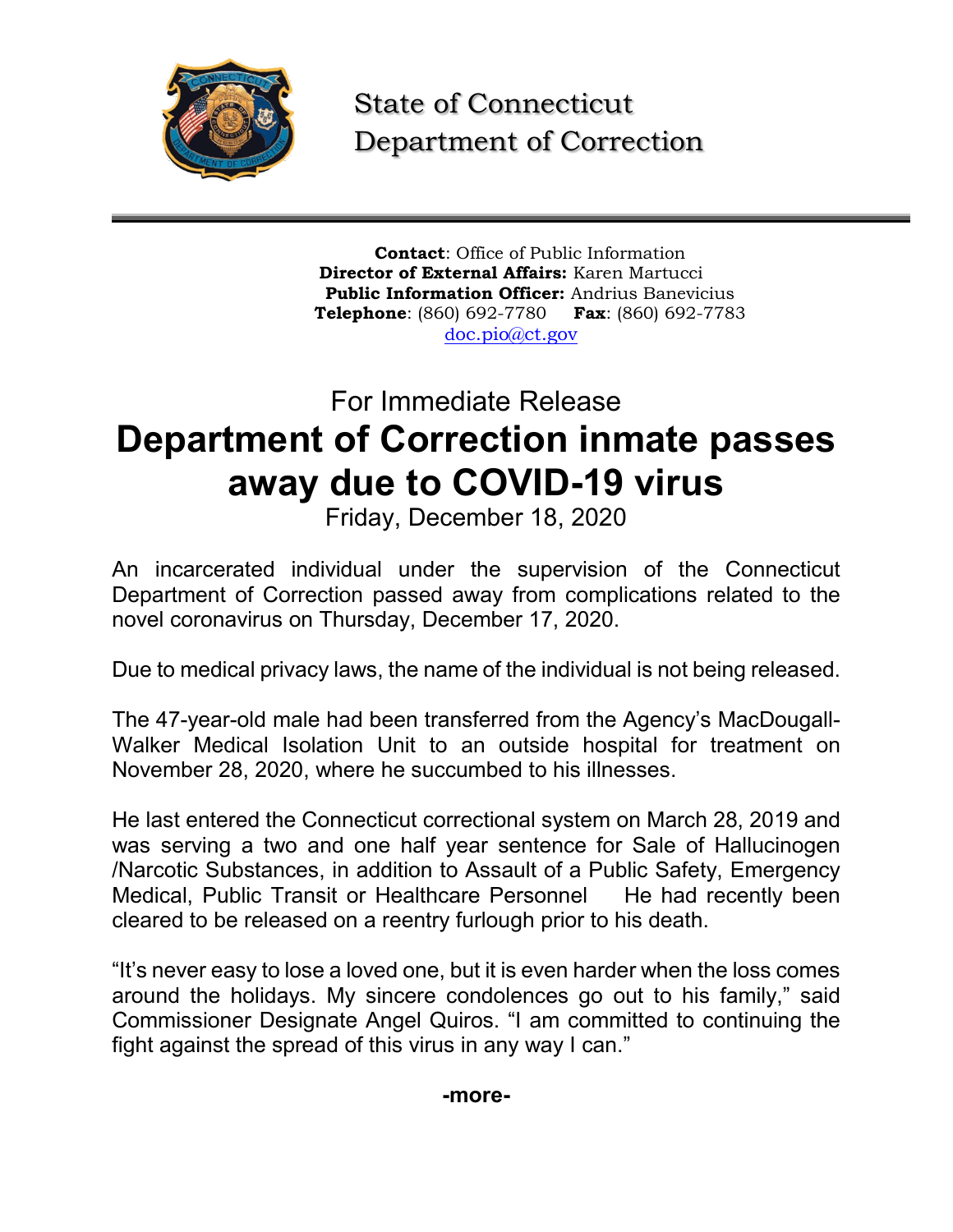State of Connecticut
Department of Correction

**Contact**: Office of Public Information
**Director of External Affairs:** Karen Martucci
**Public Information Officer:** Andrius Banevicius
**Telephone**: (860) 692-7780 **Fax**: (860) 692-7783
doc.pio@ct.gov

For Immediate Release

# Department of Correction inmate passes away due to COVID-19 virus

Friday, December 18, 2020

An incarcerated individual under the supervision of the Connecticut Department of Correction passed away from complications related to the novel coronavirus on Thursday, December 17, 2020.

Due to medical privacy laws, the name of the individual is not being released.

The 47-year-old male had been transferred from the Agency's MacDougall-Walker Medical Isolation Unit to an outside hospital for treatment on November 28, 2020, where he succumbed to his illnesses.

He last entered the Connecticut correctional system on March 28, 2019 and was serving a two and one half year sentence for Sale of Hallucinogen /Narcotic Substances, in addition to Assault of a Public Safety, Emergency Medical, Public Transit or Healthcare Personnel He had recently been cleared to be released on a reentry furlough prior to his death.

"It's never easy to lose a loved one, but it is even harder when the loss comes around the holidays. My sincere condolences go out to his family," said Commissioner Designate Angel Quiros. "I am committed to continuing the fight against the spread of this virus in any way I can."

**-more-**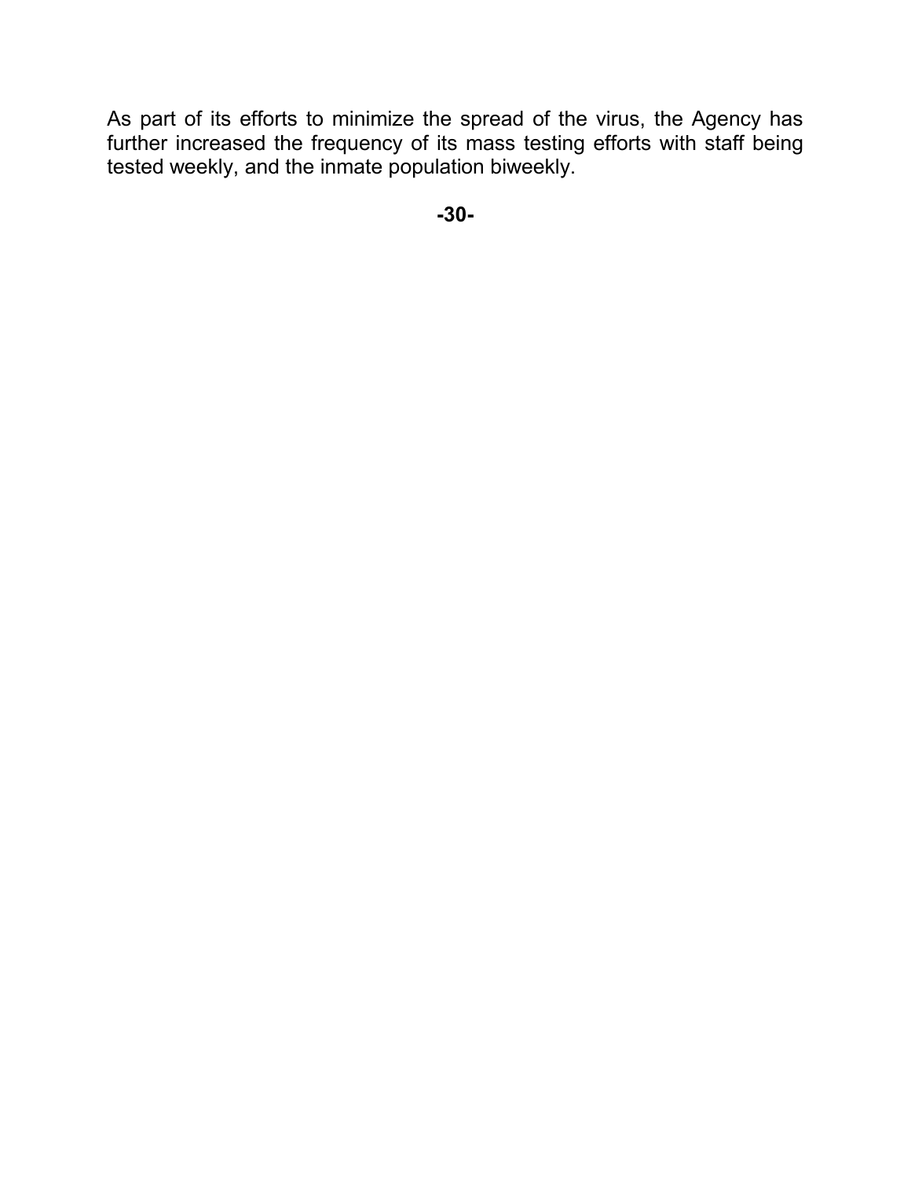As part of its efforts to minimize the spread of the virus, the Agency has further increased the frequency of its mass testing efforts with staff being tested weekly, and the inmate population biweekly.

**-30-**